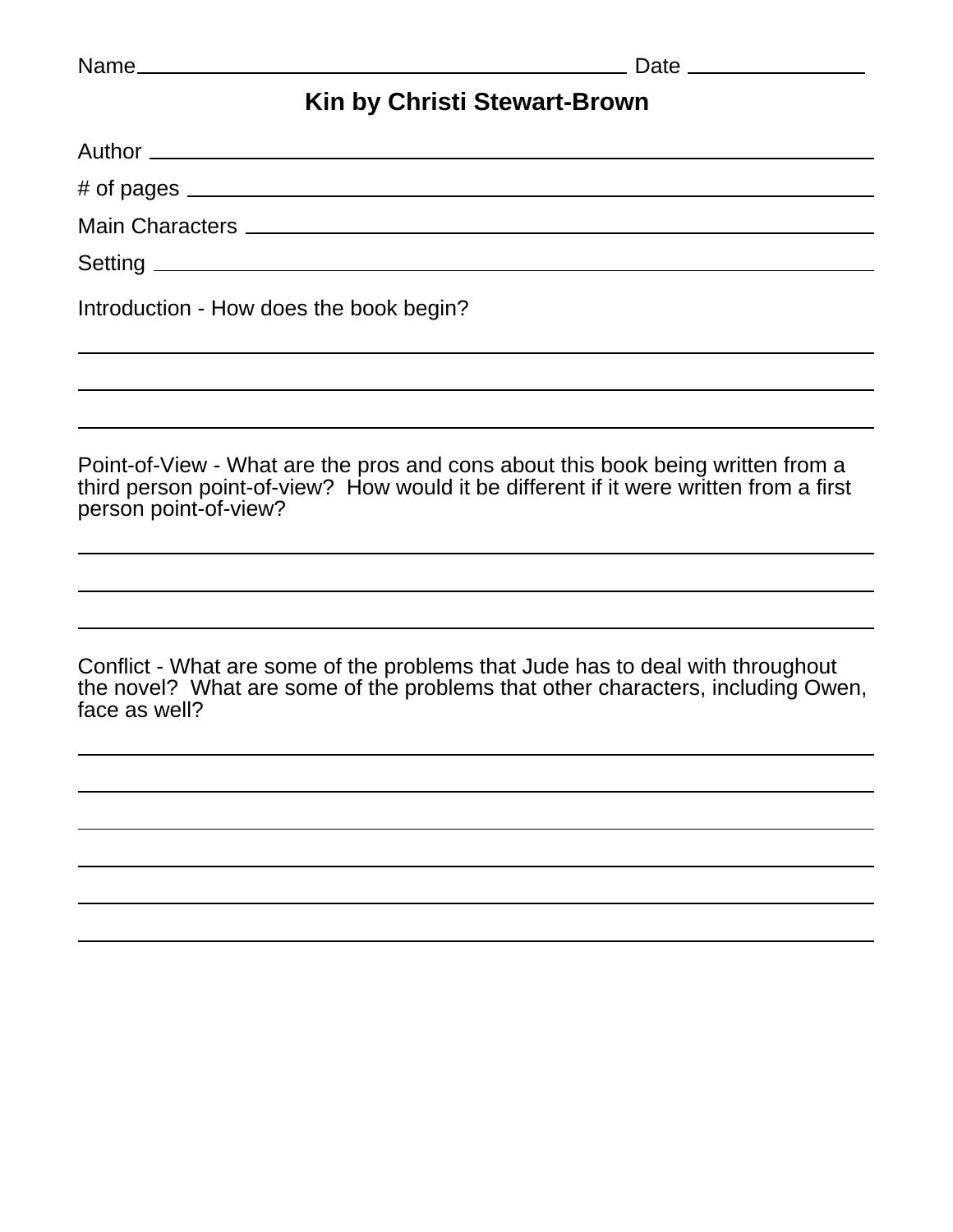Name\_\_\_\_\_\_\_\_\_\_\_\_\_\_\_\_\_\_\_\_\_\_\_\_\_\_\_\_\_\_\_\_\_\_\_\_\_\_\_\_ Date \_\_\_\_\_\_\_\_\_\_\_\_\_\_\_

# Kin by Christi Stewart-Brown

Author \_\_\_\_\_\_\_\_\_\_\_\_\_\_\_\_\_\_\_\_\_\_\_\_\_\_\_\_\_\_\_\_\_\_\_\_\_\_\_\_\_\_\_\_\_\_\_\_\_\_\_\_\_\_\_\_\_\_\_\_

# of pages \_\_\_\_\_\_\_\_\_\_\_\_\_\_\_\_\_\_\_\_\_\_\_\_\_\_\_\_\_\_\_\_\_\_\_\_\_\_\_\_\_\_\_\_\_\_\_\_\_\_\_\_\_\_\_\_\_\_

Main Characters \_\_\_\_\_\_\_\_\_\_\_\_\_\_\_\_\_\_\_\_\_\_\_\_\_\_\_\_\_\_\_\_\_\_\_\_\_\_\_\_\_\_\_\_\_\_\_\_\_\_\_\_\_

Setting \_\_\_\_\_\_\_\_\_\_\_\_\_\_\_\_\_\_\_\_\_\_\_\_\_\_\_\_\_\_\_\_\_\_\_\_\_\_\_\_\_\_\_\_\_\_\_\_\_\_\_\_\_\_\_\_\_\_\_\_

Introduction - How does the book begin?

\_\_\_\_\_\_\_\_\_\_\_\_\_\_\_\_\_\_\_\_\_\_\_\_\_\_\_\_\_\_\_\_\_\_\_\_\_\_\_\_\_\_\_\_\_\_\_\_\_\_\_\_\_\_\_\_\_\_\_\_\_\_\_\_\_\_\_\_

\_\_\_\_\_\_\_\_\_\_\_\_\_\_\_\_\_\_\_\_\_\_\_\_\_\_\_\_\_\_\_\_\_\_\_\_\_\_\_\_\_\_\_\_\_\_\_\_\_\_\_\_\_\_\_\_\_\_\_\_\_\_\_\_\_\_\_\_

\_\_\_\_\_\_\_\_\_\_\_\_\_\_\_\_\_\_\_\_\_\_\_\_\_\_\_\_\_\_\_\_\_\_\_\_\_\_\_\_\_\_\_\_\_\_\_\_\_\_\_\_\_\_\_\_\_\_\_\_\_\_\_\_\_\_\_\_

Point-of-View - What are the pros and cons about this book being written from a third person point-of-view? How would it be different if it were written from a first person point-of-view?

\_\_\_\_\_\_\_\_\_\_\_\_\_\_\_\_\_\_\_\_\_\_\_\_\_\_\_\_\_\_\_\_\_\_\_\_\_\_\_\_\_\_\_\_\_\_\_\_\_\_\_\_\_\_\_\_\_\_\_\_\_\_\_\_\_\_\_\_

\_\_\_\_\_\_\_\_\_\_\_\_\_\_\_\_\_\_\_\_\_\_\_\_\_\_\_\_\_\_\_\_\_\_\_\_\_\_\_\_\_\_\_\_\_\_\_\_\_\_\_\_\_\_\_\_\_\_\_\_\_\_\_\_\_\_\_\_

\_\_\_\_\_\_\_\_\_\_\_\_\_\_\_\_\_\_\_\_\_\_\_\_\_\_\_\_\_\_\_\_\_\_\_\_\_\_\_\_\_\_\_\_\_\_\_\_\_\_\_\_\_\_\_\_\_\_\_\_\_\_\_\_\_\_\_\_

Conflict - What are some of the problems that Jude has to deal with throughout the novel? What are some of the problems that other characters, including Owen, face as well?

\_\_\_\_\_\_\_\_\_\_\_\_\_\_\_\_\_\_\_\_\_\_\_\_\_\_\_\_\_\_\_\_\_\_\_\_\_\_\_\_\_\_\_\_\_\_\_\_\_\_\_\_\_\_\_\_\_\_\_\_\_\_\_\_\_\_\_\_

\_\_\_\_\_\_\_\_\_\_\_\_\_\_\_\_\_\_\_\_\_\_\_\_\_\_\_\_\_\_\_\_\_\_\_\_\_\_\_\_\_\_\_\_\_\_\_\_\_\_\_\_\_\_\_\_\_\_\_\_\_\_\_\_\_\_\_\_

\_\_\_\_\_\_\_\_\_\_\_\_\_\_\_\_\_\_\_\_\_\_\_\_\_\_\_\_\_\_\_\_\_\_\_\_\_\_\_\_\_\_\_\_\_\_\_\_\_\_\_\_\_\_\_\_\_\_\_\_\_\_\_\_\_\_\_\_

\_\_\_\_\_\_\_\_\_\_\_\_\_\_\_\_\_\_\_\_\_\_\_\_\_\_\_\_\_\_\_\_\_\_\_\_\_\_\_\_\_\_\_\_\_\_\_\_\_\_\_\_\_\_\_\_\_\_\_\_\_\_\_\_\_\_\_\_

\_\_\_\_\_\_\_\_\_\_\_\_\_\_\_\_\_\_\_\_\_\_\_\_\_\_\_\_\_\_\_\_\_\_\_\_\_\_\_\_\_\_\_\_\_\_\_\_\_\_\_\_\_\_\_\_\_\_\_\_\_\_\_\_\_\_\_\_

\_\_\_\_\_\_\_\_\_\_\_\_\_\_\_\_\_\_\_\_\_\_\_\_\_\_\_\_\_\_\_\_\_\_\_\_\_\_\_\_\_\_\_\_\_\_\_\_\_\_\_\_\_\_\_\_\_\_\_\_\_\_\_\_\_\_\_\_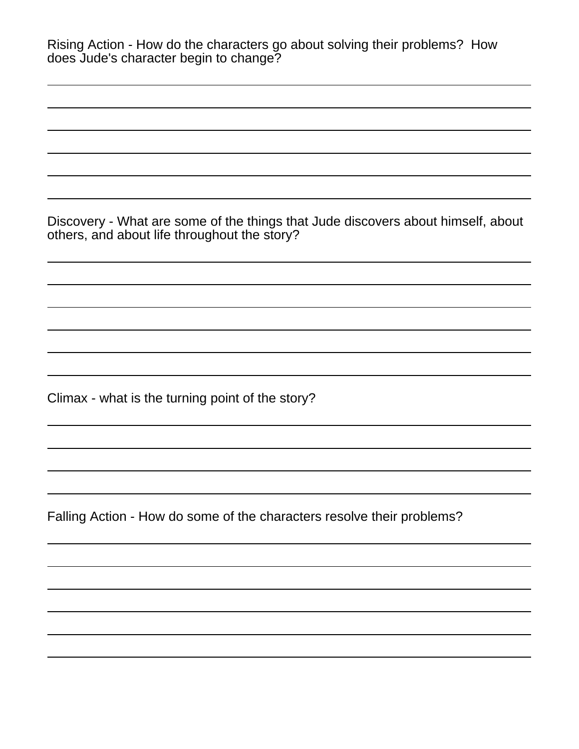Rising Action - How do the characters go about solving their problems? How does Jude's character begin to change?

\_\_\_\_\_\_\_\_\_\_\_\_\_\_\_\_\_\_\_\_\_\_\_\_\_\_\_\_\_\_\_\_\_\_\_\_\_\_\_\_\_\_\_\_\_\_\_\_\_\_\_\_\_\_\_\_\_\_\_\_

\_\_\_\_\_\_\_\_\_\_\_\_\_\_\_\_\_\_\_\_\_\_\_\_\_\_\_\_\_\_\_\_\_\_\_\_\_\_\_\_\_\_\_\_\_\_\_\_\_\_\_\_\_\_\_\_\_\_\_\_

\_\_\_\_\_\_\_\_\_\_\_\_\_\_\_\_\_\_\_\_\_\_\_\_\_\_\_\_\_\_\_\_\_\_\_\_\_\_\_\_\_\_\_\_\_\_\_\_\_\_\_\_\_\_\_\_\_\_\_\_

\_\_\_\_\_\_\_\_\_\_\_\_\_\_\_\_\_\_\_\_\_\_\_\_\_\_\_\_\_\_\_\_\_\_\_\_\_\_\_\_\_\_\_\_\_\_\_\_\_\_\_\_\_\_\_\_\_\_\_\_

\_\_\_\_\_\_\_\_\_\_\_\_\_\_\_\_\_\_\_\_\_\_\_\_\_\_\_\_\_\_\_\_\_\_\_\_\_\_\_\_\_\_\_\_\_\_\_\_\_\_\_\_\_\_\_\_\_\_\_\_

\_\_\_\_\_\_\_\_\_\_\_\_\_\_\_\_\_\_\_\_\_\_\_\_\_\_\_\_\_\_\_\_\_\_\_\_\_\_\_\_\_\_\_\_\_\_\_\_\_\_\_\_\_\_\_\_\_\_\_\_

Discovery - What are some of the things that Jude discovers about himself, about others, and about life throughout the story?

\_\_\_\_\_\_\_\_\_\_\_\_\_\_\_\_\_\_\_\_\_\_\_\_\_\_\_\_\_\_\_\_\_\_\_\_\_\_\_\_\_\_\_\_\_\_\_\_\_\_\_\_\_\_\_\_\_\_\_\_

\_\_\_\_\_\_\_\_\_\_\_\_\_\_\_\_\_\_\_\_\_\_\_\_\_\_\_\_\_\_\_\_\_\_\_\_\_\_\_\_\_\_\_\_\_\_\_\_\_\_\_\_\_\_\_\_\_\_\_\_

\_\_\_\_\_\_\_\_\_\_\_\_\_\_\_\_\_\_\_\_\_\_\_\_\_\_\_\_\_\_\_\_\_\_\_\_\_\_\_\_\_\_\_\_\_\_\_\_\_\_\_\_\_\_\_\_\_\_\_\_

\_\_\_\_\_\_\_\_\_\_\_\_\_\_\_\_\_\_\_\_\_\_\_\_\_\_\_\_\_\_\_\_\_\_\_\_\_\_\_\_\_\_\_\_\_\_\_\_\_\_\_\_\_\_\_\_\_\_\_\_

\_\_\_\_\_\_\_\_\_\_\_\_\_\_\_\_\_\_\_\_\_\_\_\_\_\_\_\_\_\_\_\_\_\_\_\_\_\_\_\_\_\_\_\_\_\_\_\_\_\_\_\_\_\_\_\_\_\_\_\_

\_\_\_\_\_\_\_\_\_\_\_\_\_\_\_\_\_\_\_\_\_\_\_\_\_\_\_\_\_\_\_\_\_\_\_\_\_\_\_\_\_\_\_\_\_\_\_\_\_\_\_\_\_\_\_\_\_\_\_\_

Climax - what is the turning point of the story?

\_\_\_\_\_\_\_\_\_\_\_\_\_\_\_\_\_\_\_\_\_\_\_\_\_\_\_\_\_\_\_\_\_\_\_\_\_\_\_\_\_\_\_\_\_\_\_\_\_\_\_\_\_\_\_\_\_\_\_\_

\_\_\_\_\_\_\_\_\_\_\_\_\_\_\_\_\_\_\_\_\_\_\_\_\_\_\_\_\_\_\_\_\_\_\_\_\_\_\_\_\_\_\_\_\_\_\_\_\_\_\_\_\_\_\_\_\_\_\_\_

\_\_\_\_\_\_\_\_\_\_\_\_\_\_\_\_\_\_\_\_\_\_\_\_\_\_\_\_\_\_\_\_\_\_\_\_\_\_\_\_\_\_\_\_\_\_\_\_\_\_\_\_\_\_\_\_\_\_\_\_

\_\_\_\_\_\_\_\_\_\_\_\_\_\_\_\_\_\_\_\_\_\_\_\_\_\_\_\_\_\_\_\_\_\_\_\_\_\_\_\_\_\_\_\_\_\_\_\_\_\_\_\_\_\_\_\_\_\_\_\_

Falling Action - How do some of the characters resolve their problems?

\_\_\_\_\_\_\_\_\_\_\_\_\_\_\_\_\_\_\_\_\_\_\_\_\_\_\_\_\_\_\_\_\_\_\_\_\_\_\_\_\_\_\_\_\_\_\_\_\_\_\_\_\_\_\_\_\_\_\_\_

\_\_\_\_\_\_\_\_\_\_\_\_\_\_\_\_\_\_\_\_\_\_\_\_\_\_\_\_\_\_\_\_\_\_\_\_\_\_\_\_\_\_\_\_\_\_\_\_\_\_\_\_\_\_\_\_\_\_\_\_

\_\_\_\_\_\_\_\_\_\_\_\_\_\_\_\_\_\_\_\_\_\_\_\_\_\_\_\_\_\_\_\_\_\_\_\_\_\_\_\_\_\_\_\_\_\_\_\_\_\_\_\_\_\_\_\_\_\_\_\_

\_\_\_\_\_\_\_\_\_\_\_\_\_\_\_\_\_\_\_\_\_\_\_\_\_\_\_\_\_\_\_\_\_\_\_\_\_\_\_\_\_\_\_\_\_\_\_\_\_\_\_\_\_\_\_\_\_\_\_\_

\_\_\_\_\_\_\_\_\_\_\_\_\_\_\_\_\_\_\_\_\_\_\_\_\_\_\_\_\_\_\_\_\_\_\_\_\_\_\_\_\_\_\_\_\_\_\_\_\_\_\_\_\_\_\_\_\_\_\_\_

\_\_\_\_\_\_\_\_\_\_\_\_\_\_\_\_\_\_\_\_\_\_\_\_\_\_\_\_\_\_\_\_\_\_\_\_\_\_\_\_\_\_\_\_\_\_\_\_\_\_\_\_\_\_\_\_\_\_\_\_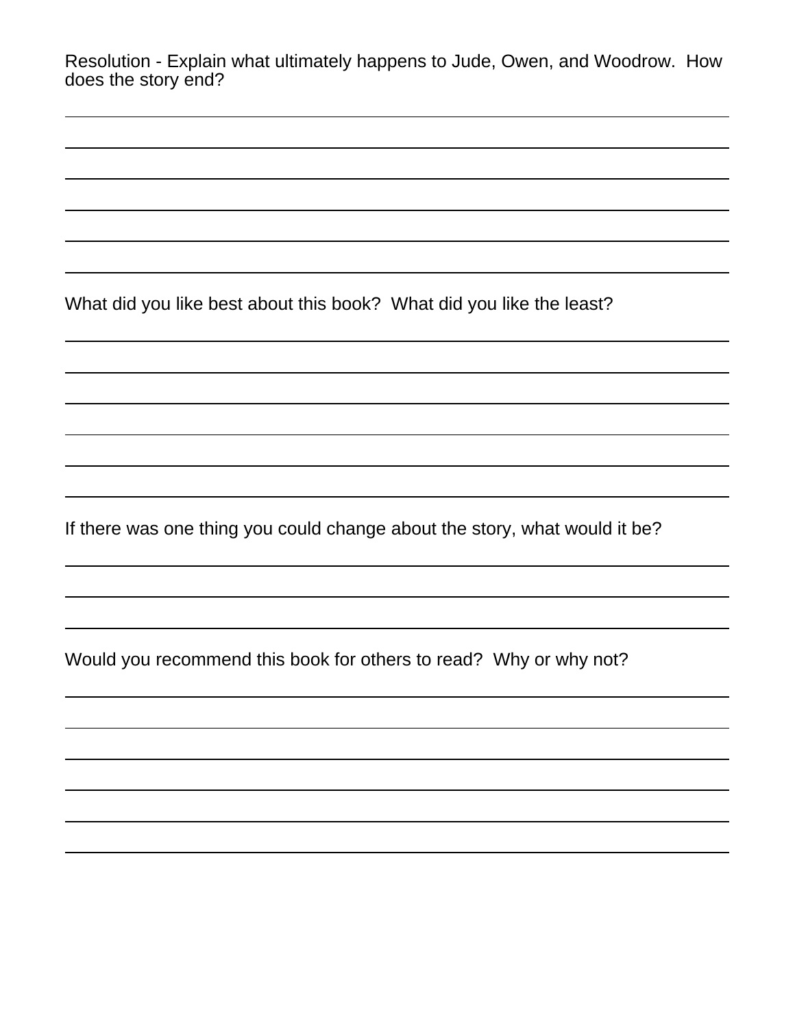Resolution - Explain what ultimately happens to Jude, Owen, and Woodrow. How does the story end?

______________________________________________________________________

______________________________________________________________________

______________________________________________________________________

______________________________________________________________________

______________________________________________________________________

______________________________________________________________________

What did you like best about this book? What did you like the least?

______________________________________________________________________

______________________________________________________________________

______________________________________________________________________

______________________________________________________________________

______________________________________________________________________

______________________________________________________________________

If there was one thing you could change about the story, what would it be?

______________________________________________________________________

______________________________________________________________________

______________________________________________________________________

Would you recommend this book for others to read? Why or why not?

______________________________________________________________________

______________________________________________________________________

______________________________________________________________________

______________________________________________________________________

______________________________________________________________________

______________________________________________________________________